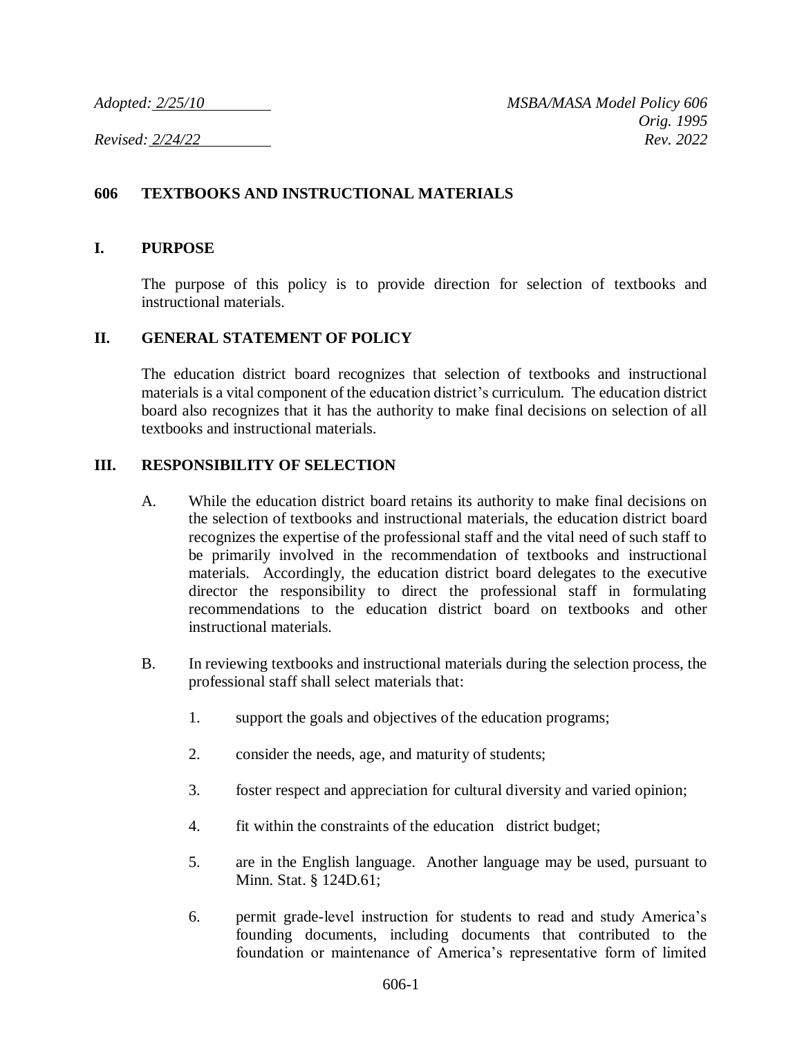*Adopted: 2/25/10* *MSBA/MASA Model Policy 606*
*Orig. 1995*
*Revised: 2/24/22* *Rev. 2022*

# 606 TEXTBOOKS AND INSTRUCTIONAL MATERIALS

## I. PURPOSE

The purpose of this policy is to provide direction for selection of textbooks and instructional materials.

## II. GENERAL STATEMENT OF POLICY

The education district board recognizes that selection of textbooks and instructional materials is a vital component of the education district's curriculum. The education district board also recognizes that it has the authority to make final decisions on selection of all textbooks and instructional materials.

## III. RESPONSIBILITY OF SELECTION

A. While the education district board retains its authority to make final decisions on the selection of textbooks and instructional materials, the education district board recognizes the expertise of the professional staff and the vital need of such staff to be primarily involved in the recommendation of textbooks and instructional materials. Accordingly, the education district board delegates to the executive director the responsibility to direct the professional staff in formulating recommendations to the education district board on textbooks and other instructional materials.

B. In reviewing textbooks and instructional materials during the selection process, the professional staff shall select materials that:

1. support the goals and objectives of the education programs;

2. consider the needs, age, and maturity of students;

3. foster respect and appreciation for cultural diversity and varied opinion;

4. fit within the constraints of the education district budget;

5. are in the English language. Another language may be used, pursuant to Minn. Stat. § 124D.61;

6. permit grade-level instruction for students to read and study America's founding documents, including documents that contributed to the foundation or maintenance of America's representative form of limited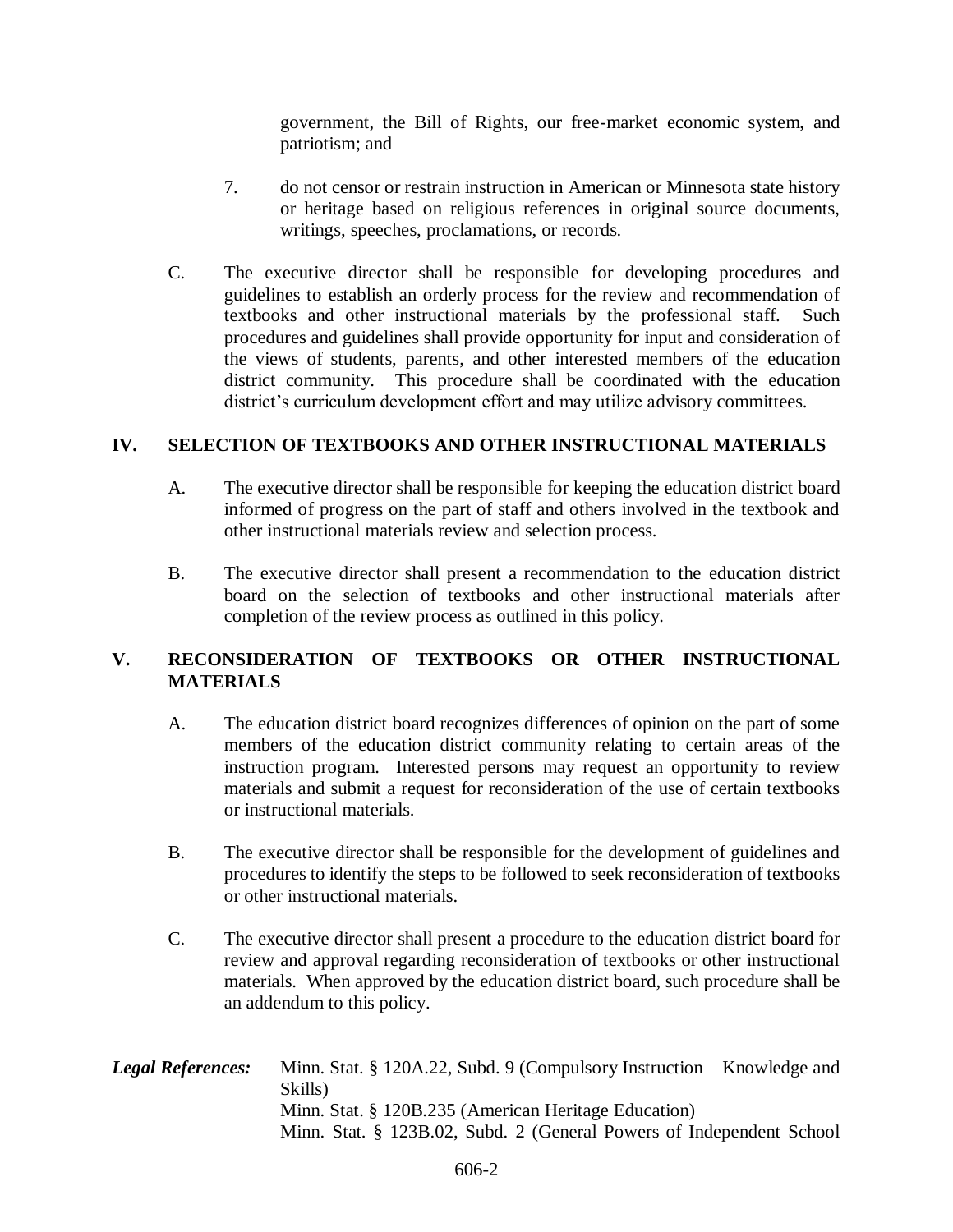government, the Bill of Rights, our free-market economic system, and patriotism; and

7. do not censor or restrain instruction in American or Minnesota state history or heritage based on religious references in original source documents, writings, speeches, proclamations, or records.

C. The executive director shall be responsible for developing procedures and guidelines to establish an orderly process for the review and recommendation of textbooks and other instructional materials by the professional staff. Such procedures and guidelines shall provide opportunity for input and consideration of the views of students, parents, and other interested members of the education district community. This procedure shall be coordinated with the education district's curriculum development effort and may utilize advisory committees.

## IV. SELECTION OF TEXTBOOKS AND OTHER INSTRUCTIONAL MATERIALS

A. The executive director shall be responsible for keeping the education district board informed of progress on the part of staff and others involved in the textbook and other instructional materials review and selection process.

B. The executive director shall present a recommendation to the education district board on the selection of textbooks and other instructional materials after completion of the review process as outlined in this policy.

## V. RECONSIDERATION OF TEXTBOOKS OR OTHER INSTRUCTIONAL MATERIALS

A. The education district board recognizes differences of opinion on the part of some members of the education district community relating to certain areas of the instruction program. Interested persons may request an opportunity to review materials and submit a request for reconsideration of the use of certain textbooks or instructional materials.

B. The executive director shall be responsible for the development of guidelines and procedures to identify the steps to be followed to seek reconsideration of textbooks or other instructional materials.

C. The executive director shall present a procedure to the education district board for review and approval regarding reconsideration of textbooks or other instructional materials. When approved by the education district board, such procedure shall be an addendum to this policy.

***Legal References:*** Minn. Stat. § 120A.22, Subd. 9 (Compulsory Instruction – Knowledge and Skills)
Minn. Stat. § 120B.235 (American Heritage Education)
Minn. Stat. § 123B.02, Subd. 2 (General Powers of Independent School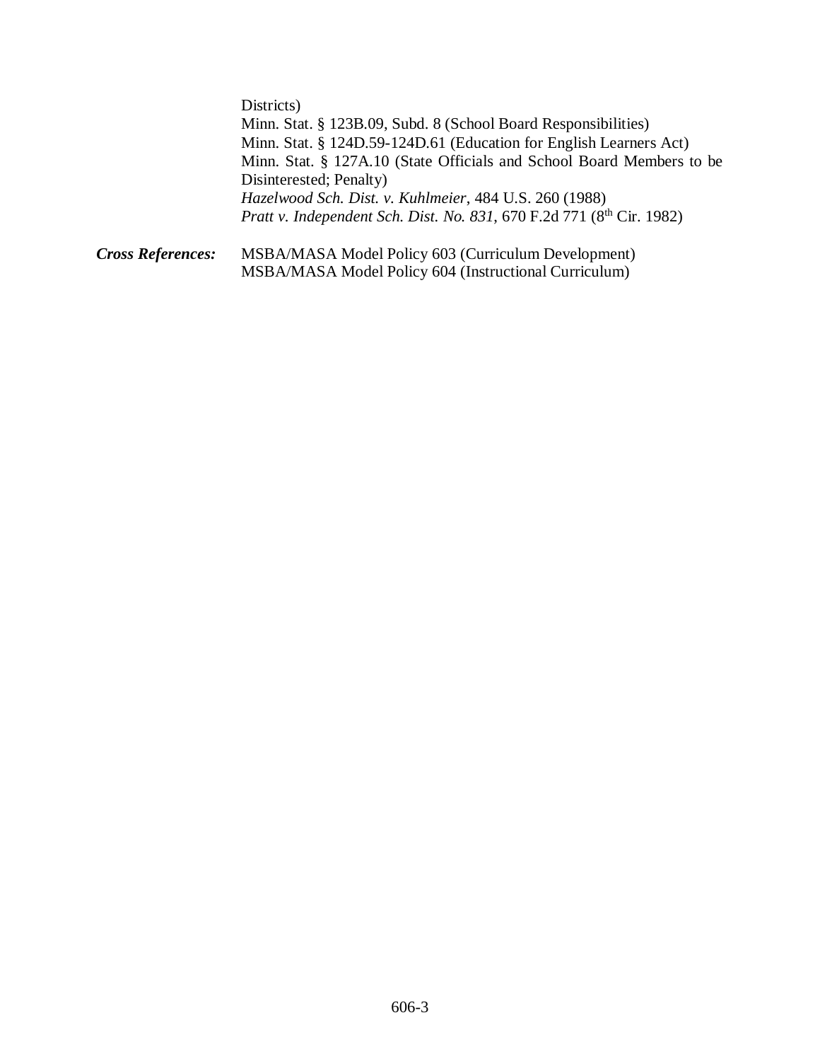Districts)
Minn. Stat. § 123B.09, Subd. 8 (School Board Responsibilities)
Minn. Stat. § 124D.59-124D.61 (Education for English Learners Act)
Minn. Stat. § 127A.10 (State Officials and School Board Members to be Disinterested; Penalty)
*Hazelwood Sch. Dist. v. Kuhlmeier*, 484 U.S. 260 (1988)
*Pratt v. Independent Sch. Dist. No. 831*, 670 F.2d 771 (8th Cir. 1982)

***Cross References:*** MSBA/MASA Model Policy 603 (Curriculum Development)
MSBA/MASA Model Policy 604 (Instructional Curriculum)